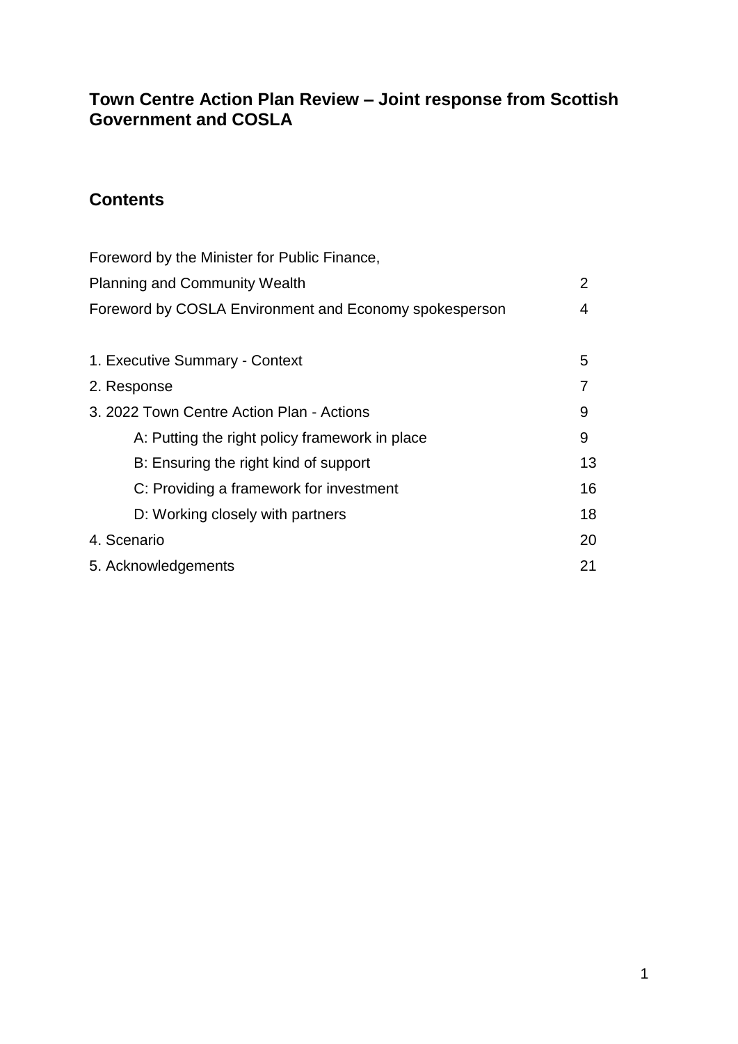# Town Centre Action Plan Review – Joint response from Scottish Government and COSLA

## Contents

| | |
|---|---|
| Foreword by the Minister for Public Finance, Planning and Community Wealth | 2 |
| Foreword by COSLA Environment and Economy spokesperson | 4 |
| 1. Executive Summary - Context | 5 |
| 2. Response | 7 |
| 3. 2022 Town Centre Action Plan - Actions | 9 |
| A: Putting the right policy framework in place | 9 |
| B: Ensuring the right kind of support | 13 |
| C: Providing a framework for investment | 16 |
| D: Working closely with partners | 18 |
| 4. Scenario | 20 |
| 5. Acknowledgements | 21 |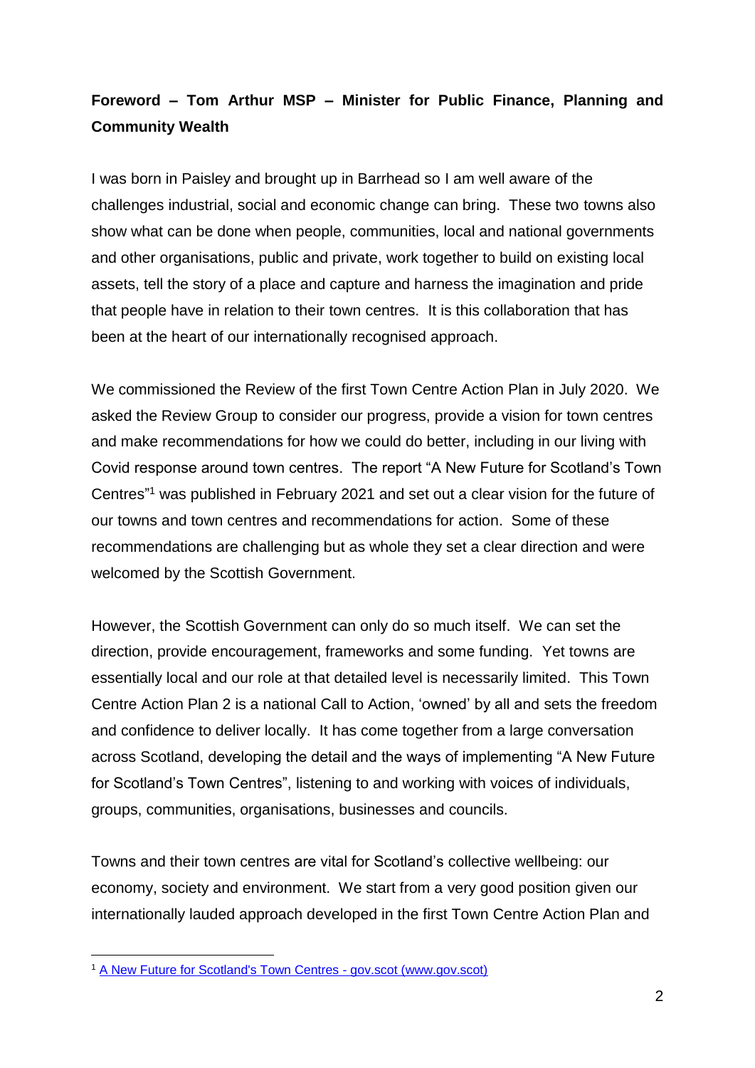**Foreword – Tom Arthur MSP – Minister for Public Finance, Planning and Community Wealth**

I was born in Paisley and brought up in Barrhead so I am well aware of the challenges industrial, social and economic change can bring. These two towns also show what can be done when people, communities, local and national governments and other organisations, public and private, work together to build on existing local assets, tell the story of a place and capture and harness the imagination and pride that people have in relation to their town centres. It is this collaboration that has been at the heart of our internationally recognised approach.

We commissioned the Review of the first Town Centre Action Plan in July 2020. We asked the Review Group to consider our progress, provide a vision for town centres and make recommendations for how we could do better, including in our living with Covid response around town centres. The report "A New Future for Scotland's Town Centres"[1] was published in February 2021 and set out a clear vision for the future of our towns and town centres and recommendations for action. Some of these recommendations are challenging but as whole they set a clear direction and were welcomed by the Scottish Government.

However, the Scottish Government can only do so much itself. We can set the direction, provide encouragement, frameworks and some funding. Yet towns are essentially local and our role at that detailed level is necessarily limited. This Town Centre Action Plan 2 is a national Call to Action, 'owned' by all and sets the freedom and confidence to deliver locally. It has come together from a large conversation across Scotland, developing the detail and the ways of implementing "A New Future for Scotland's Town Centres", listening to and working with voices of individuals, groups, communities, organisations, businesses and councils.

Towns and their town centres are vital for Scotland's collective wellbeing: our economy, society and environment. We start from a very good position given our internationally lauded approach developed in the first Town Centre Action Plan and

[1] A New Future for Scotland's Town Centres - gov.scot (www.gov.scot)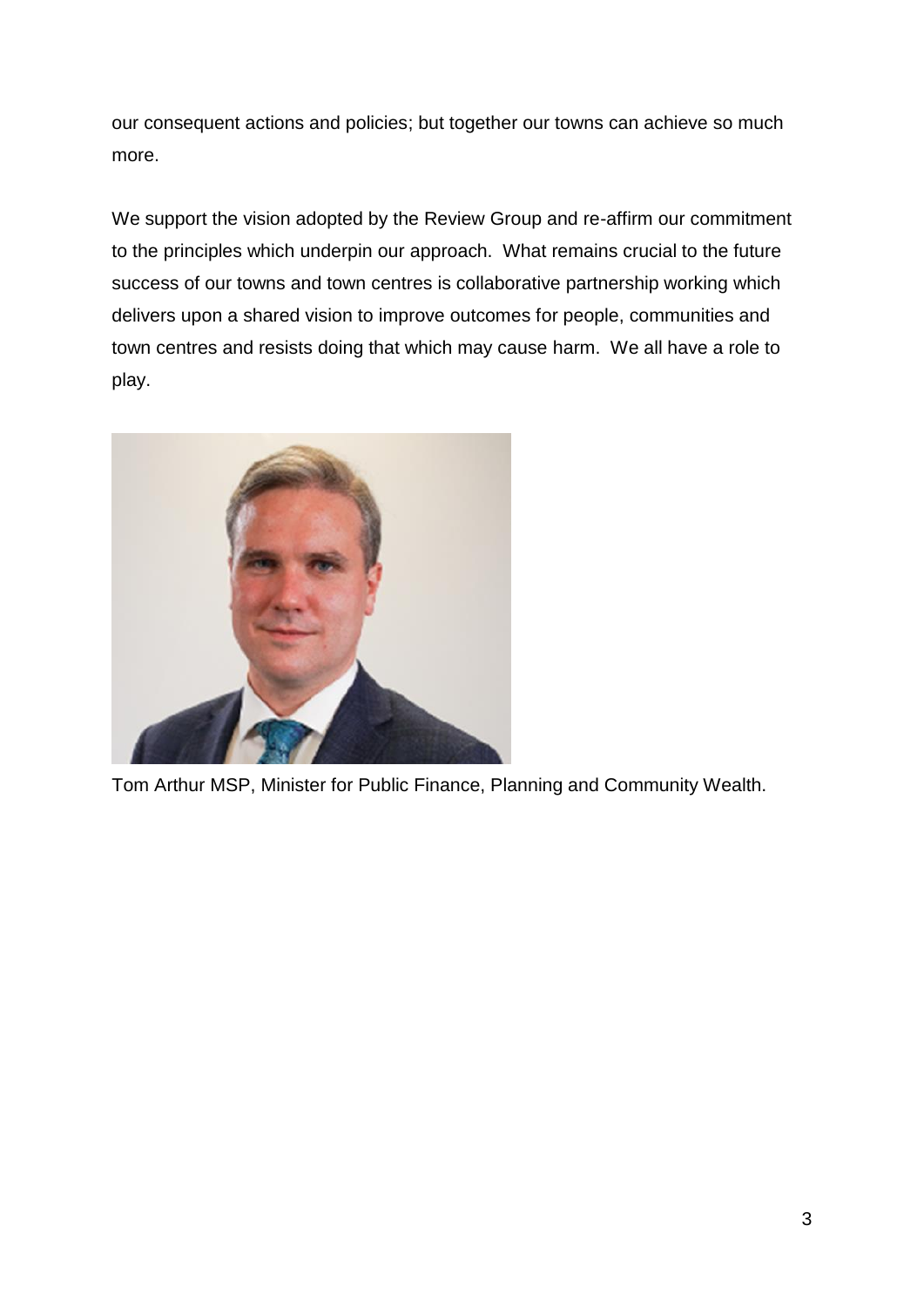our consequent actions and policies; but together our towns can achieve so much more.

We support the vision adopted by the Review Group and re-affirm our commitment to the principles which underpin our approach. What remains crucial to the future success of our towns and town centres is collaborative partnership working which delivers upon a shared vision to improve outcomes for people, communities and town centres and resists doing that which may cause harm. We all have a role to play.

Tom Arthur MSP, Minister for Public Finance, Planning and Community Wealth.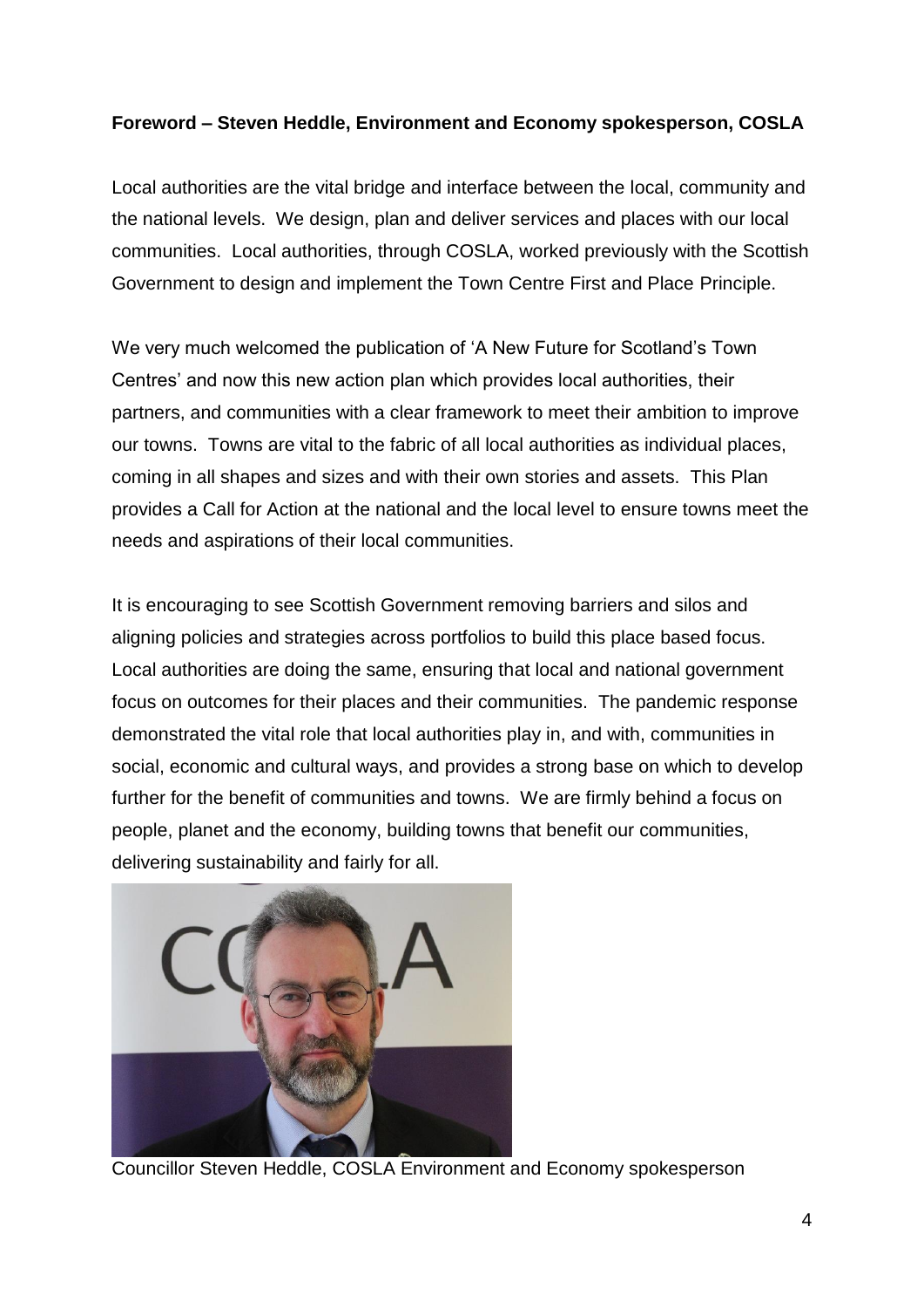**Foreword – Steven Heddle, Environment and Economy spokesperson, COSLA**

Local authorities are the vital bridge and interface between the local, community and the national levels. We design, plan and deliver services and places with our local communities. Local authorities, through COSLA, worked previously with the Scottish Government to design and implement the Town Centre First and Place Principle.

We very much welcomed the publication of 'A New Future for Scotland's Town Centres' and now this new action plan which provides local authorities, their partners, and communities with a clear framework to meet their ambition to improve our towns. Towns are vital to the fabric of all local authorities as individual places, coming in all shapes and sizes and with their own stories and assets. This Plan provides a Call for Action at the national and the local level to ensure towns meet the needs and aspirations of their local communities.

It is encouraging to see Scottish Government removing barriers and silos and aligning policies and strategies across portfolios to build this place based focus. Local authorities are doing the same, ensuring that local and national government focus on outcomes for their places and their communities. The pandemic response demonstrated the vital role that local authorities play in, and with, communities in social, economic and cultural ways, and provides a strong base on which to develop further for the benefit of communities and towns. We are firmly behind a focus on people, planet and the economy, building towns that benefit our communities, delivering sustainability and fairly for all.

Councillor Steven Heddle, COSLA Environment and Economy spokesperson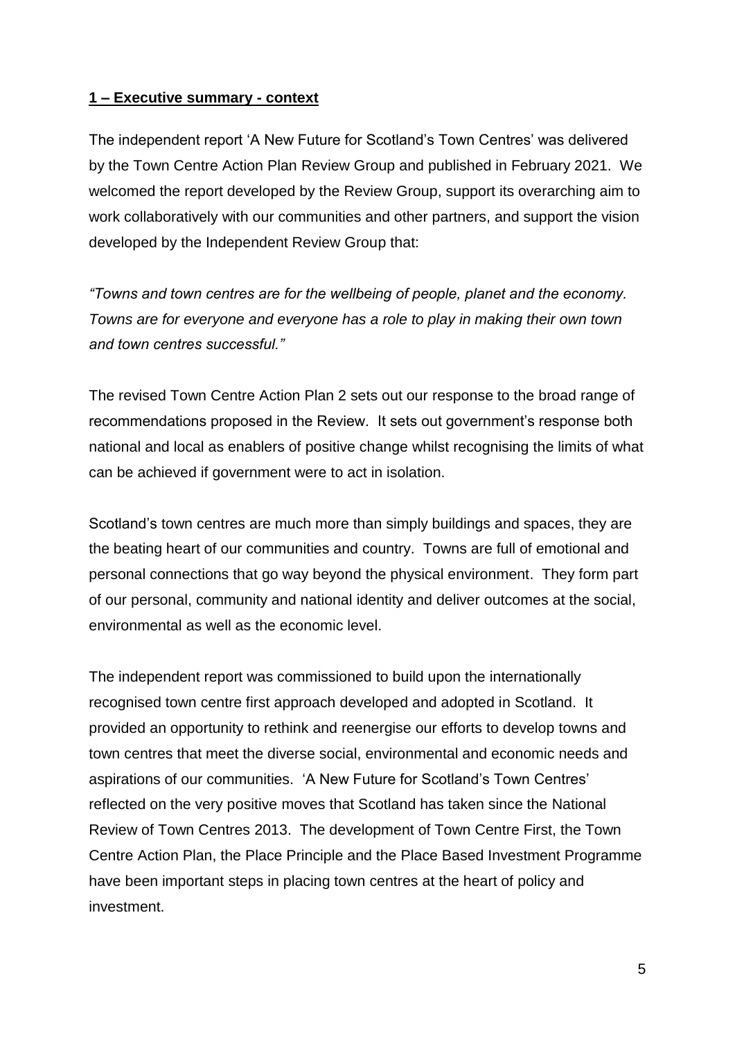## **1 – Executive summary - context**

The independent report 'A New Future for Scotland's Town Centres' was delivered by the Town Centre Action Plan Review Group and published in February 2021. We welcomed the report developed by the Review Group, support its overarching aim to work collaboratively with our communities and other partners, and support the vision developed by the Independent Review Group that:

*"Towns and town centres are for the wellbeing of people, planet and the economy. Towns are for everyone and everyone has a role to play in making their own town and town centres successful."*

The revised Town Centre Action Plan 2 sets out our response to the broad range of recommendations proposed in the Review. It sets out government's response both national and local as enablers of positive change whilst recognising the limits of what can be achieved if government were to act in isolation.

Scotland's town centres are much more than simply buildings and spaces, they are the beating heart of our communities and country. Towns are full of emotional and personal connections that go way beyond the physical environment. They form part of our personal, community and national identity and deliver outcomes at the social, environmental as well as the economic level.

The independent report was commissioned to build upon the internationally recognised town centre first approach developed and adopted in Scotland. It provided an opportunity to rethink and reenergise our efforts to develop towns and town centres that meet the diverse social, environmental and economic needs and aspirations of our communities. 'A New Future for Scotland's Town Centres' reflected on the very positive moves that Scotland has taken since the National Review of Town Centres 2013. The development of Town Centre First, the Town Centre Action Plan, the Place Principle and the Place Based Investment Programme have been important steps in placing town centres at the heart of policy and investment.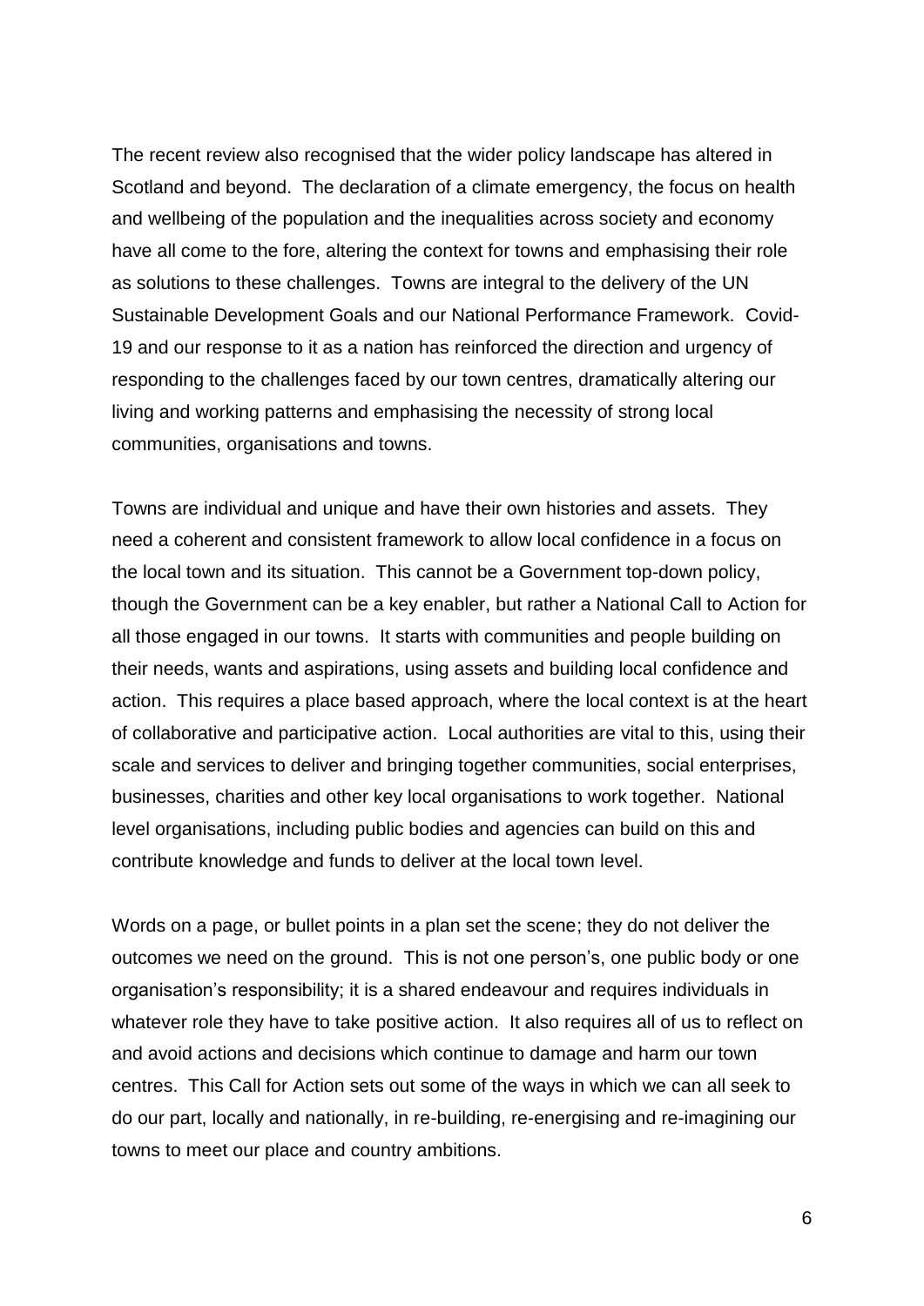The recent review also recognised that the wider policy landscape has altered in Scotland and beyond. The declaration of a climate emergency, the focus on health and wellbeing of the population and the inequalities across society and economy have all come to the fore, altering the context for towns and emphasising their role as solutions to these challenges. Towns are integral to the delivery of the UN Sustainable Development Goals and our National Performance Framework. Covid-19 and our response to it as a nation has reinforced the direction and urgency of responding to the challenges faced by our town centres, dramatically altering our living and working patterns and emphasising the necessity of strong local communities, organisations and towns.

Towns are individual and unique and have their own histories and assets. They need a coherent and consistent framework to allow local confidence in a focus on the local town and its situation. This cannot be a Government top-down policy, though the Government can be a key enabler, but rather a National Call to Action for all those engaged in our towns. It starts with communities and people building on their needs, wants and aspirations, using assets and building local confidence and action. This requires a place based approach, where the local context is at the heart of collaborative and participative action. Local authorities are vital to this, using their scale and services to deliver and bringing together communities, social enterprises, businesses, charities and other key local organisations to work together. National level organisations, including public bodies and agencies can build on this and contribute knowledge and funds to deliver at the local town level.

Words on a page, or bullet points in a plan set the scene; they do not deliver the outcomes we need on the ground. This is not one person's, one public body or one organisation's responsibility; it is a shared endeavour and requires individuals in whatever role they have to take positive action. It also requires all of us to reflect on and avoid actions and decisions which continue to damage and harm our town centres. This Call for Action sets out some of the ways in which we can all seek to do our part, locally and nationally, in re-building, re-energising and re-imagining our towns to meet our place and country ambitions.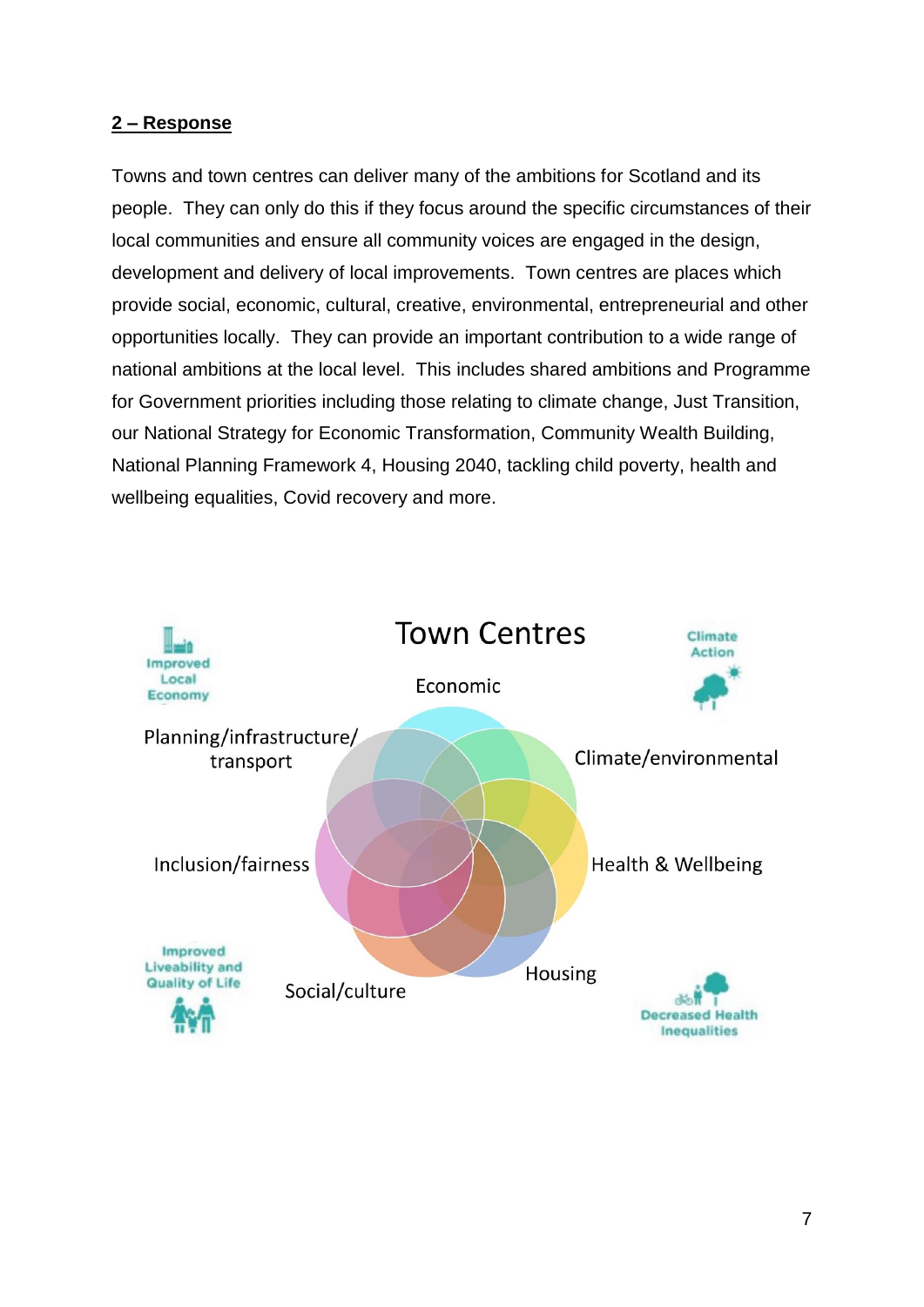## 2 – Response

Towns and town centres can deliver many of the ambitions for Scotland and its people. They can only do this if they focus around the specific circumstances of their local communities and ensure all community voices are engaged in the design, development and delivery of local improvements. Town centres are places which provide social, economic, cultural, creative, environmental, entrepreneurial and other opportunities locally. They can provide an important contribution to a wide range of national ambitions at the local level. This includes shared ambitions and Programme for Government priorities including those relating to climate change, Just Transition, our National Strategy for Economic Transformation, Community Wealth Building, National Planning Framework 4, Housing 2040, tackling child poverty, health and wellbeing equalities, Covid recovery and more.

Town Centres

Improved Local Economy

Climate Action

Economic

Planning/infrastructure/ transport

Climate/environmental

Inclusion/fairness

Health & Wellbeing

Improved Liveability and Quality of Life

Housing

Social/culture

Decreased Health Inequalities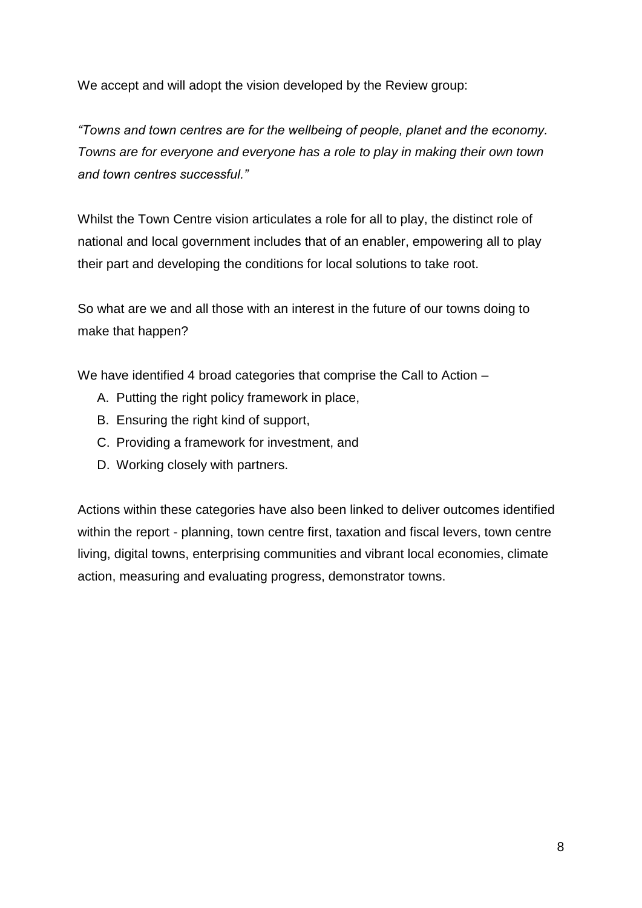We accept and will adopt the vision developed by the Review group:

*"Towns and town centres are for the wellbeing of people, planet and the economy. Towns are for everyone and everyone has a role to play in making their own town and town centres successful."*

Whilst the Town Centre vision articulates a role for all to play, the distinct role of national and local government includes that of an enabler, empowering all to play their part and developing the conditions for local solutions to take root.

So what are we and all those with an interest in the future of our towns doing to make that happen?

We have identified 4 broad categories that comprise the Call to Action –

A. Putting the right policy framework in place,
B. Ensuring the right kind of support,
C. Providing a framework for investment, and
D. Working closely with partners.

Actions within these categories have also been linked to deliver outcomes identified within the report - planning, town centre first, taxation and fiscal levers, town centre living, digital towns, enterprising communities and vibrant local economies, climate action, measuring and evaluating progress, demonstrator towns.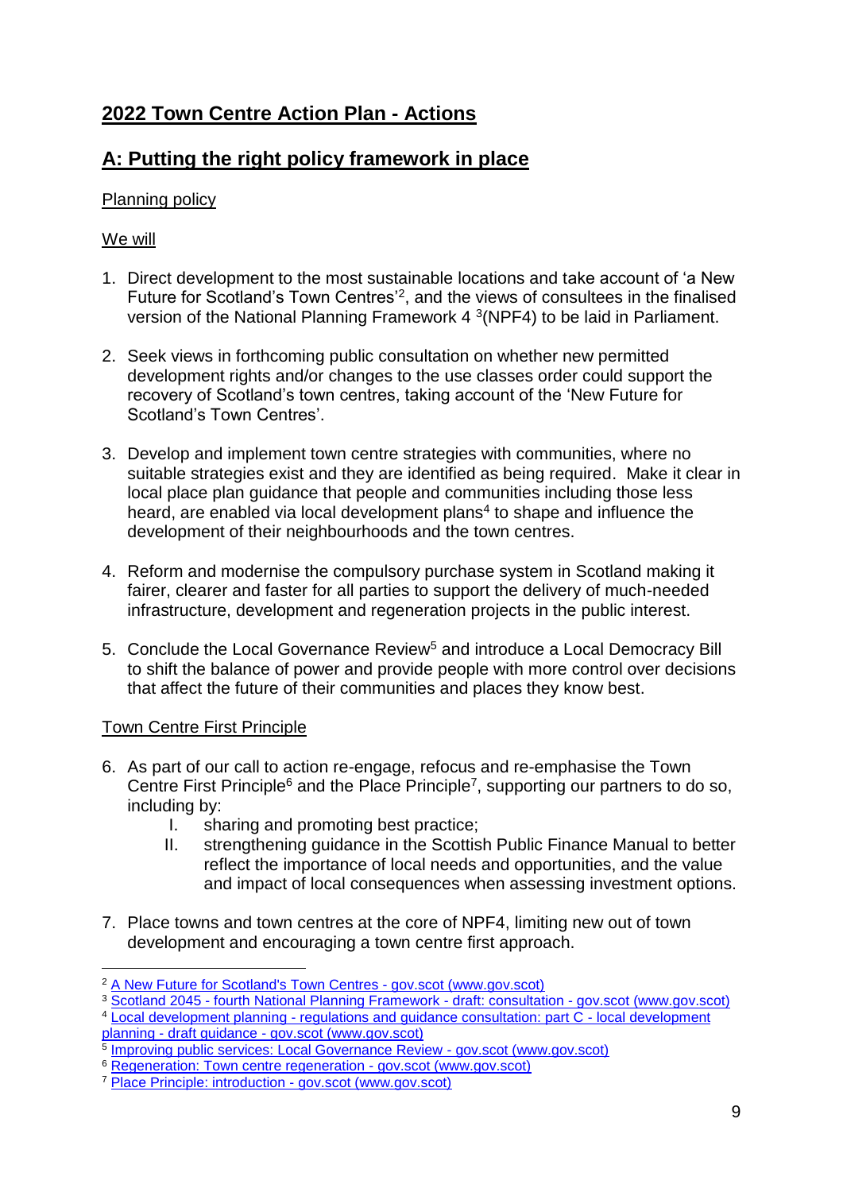## 2022 Town Centre Action Plan - Actions

## A: Putting the right policy framework in place

Planning policy

We will

1. Direct development to the most sustainable locations and take account of 'a New Future for Scotland's Town Centres'[2], and the views of consultees in the finalised version of the National Planning Framework 4 [3](NPF4) to be laid in Parliament.

2. Seek views in forthcoming public consultation on whether new permitted development rights and/or changes to the use classes order could support the recovery of Scotland's town centres, taking account of the 'New Future for Scotland's Town Centres'.

3. Develop and implement town centre strategies with communities, where no suitable strategies exist and they are identified as being required. Make it clear in local place plan guidance that people and communities including those less heard, are enabled via local development plans[4] to shape and influence the development of their neighbourhoods and the town centres.

4. Reform and modernise the compulsory purchase system in Scotland making it fairer, clearer and faster for all parties to support the delivery of much-needed infrastructure, development and regeneration projects in the public interest.

5. Conclude the Local Governance Review[5] and introduce a Local Democracy Bill to shift the balance of power and provide people with more control over decisions that affect the future of their communities and places they know best.

Town Centre First Principle

6. As part of our call to action re-engage, refocus and re-emphasise the Town Centre First Principle[6] and the Place Principle[7], supporting our partners to do so, including by:
   I. sharing and promoting best practice;
   II. strengthening guidance in the Scottish Public Finance Manual to better reflect the importance of local needs and opportunities, and the value and impact of local consequences when assessing investment options.

7. Place towns and town centres at the core of NPF4, limiting new out of town development and encouraging a town centre first approach.

---

[2] A New Future for Scotland's Town Centres - gov.scot (www.gov.scot)
[3] Scotland 2045 - fourth National Planning Framework - draft: consultation - gov.scot (www.gov.scot)
[4] Local development planning - regulations and guidance consultation: part C - local development planning - draft guidance - gov.scot (www.gov.scot)
[5] Improving public services: Local Governance Review - gov.scot (www.gov.scot)
[6] Regeneration: Town centre regeneration - gov.scot (www.gov.scot)
[7] Place Principle: introduction - gov.scot (www.gov.scot)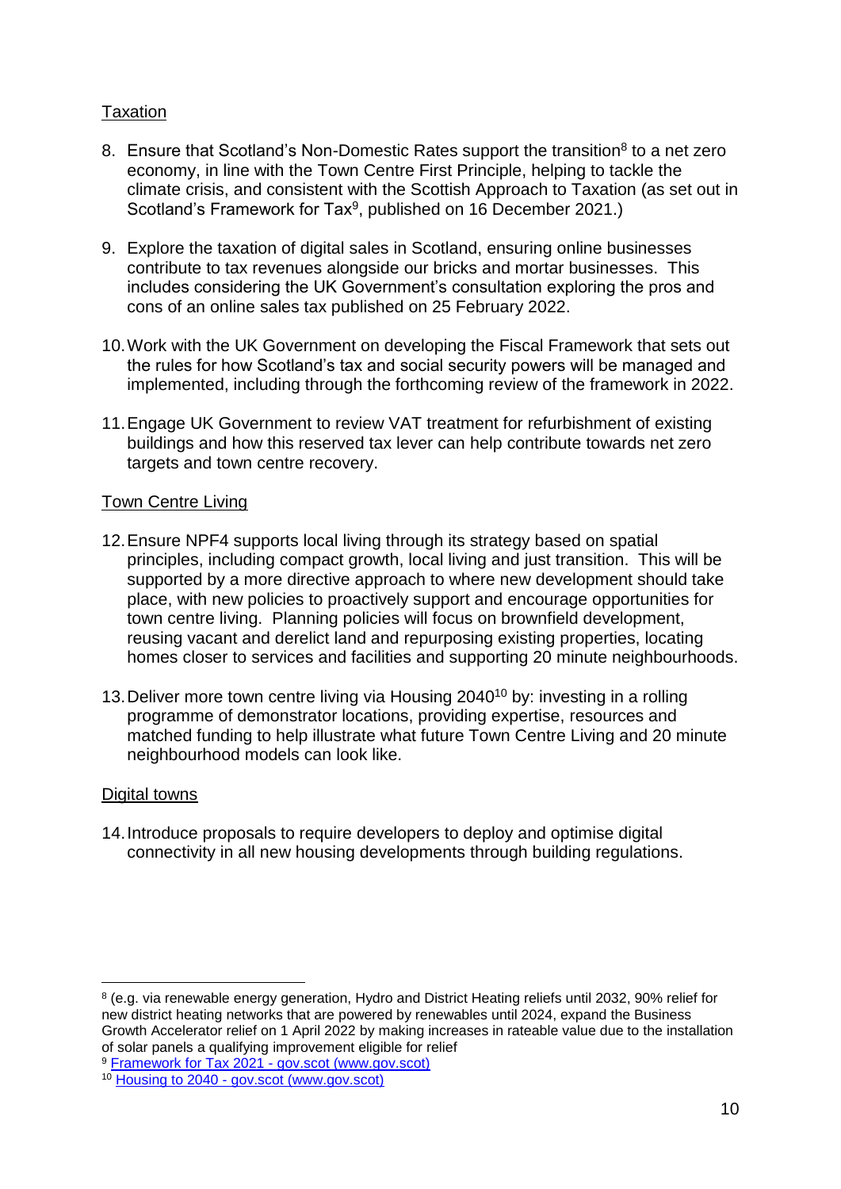Taxation

8. Ensure that Scotland's Non-Domestic Rates support the transition[8] to a net zero economy, in line with the Town Centre First Principle, helping to tackle the climate crisis, and consistent with the Scottish Approach to Taxation (as set out in Scotland's Framework for Tax[9], published on 16 December 2021.)

9. Explore the taxation of digital sales in Scotland, ensuring online businesses contribute to tax revenues alongside our bricks and mortar businesses. This includes considering the UK Government's consultation exploring the pros and cons of an online sales tax published on 25 February 2022.

10. Work with the UK Government on developing the Fiscal Framework that sets out the rules for how Scotland's tax and social security powers will be managed and implemented, including through the forthcoming review of the framework in 2022.

11. Engage UK Government to review VAT treatment for refurbishment of existing buildings and how this reserved tax lever can help contribute towards net zero targets and town centre recovery.

Town Centre Living

12. Ensure NPF4 supports local living through its strategy based on spatial principles, including compact growth, local living and just transition. This will be supported by a more directive approach to where new development should take place, with new policies to proactively support and encourage opportunities for town centre living. Planning policies will focus on brownfield development, reusing vacant and derelict land and repurposing existing properties, locating homes closer to services and facilities and supporting 20 minute neighbourhoods.

13. Deliver more town centre living via Housing 2040[10] by: investing in a rolling programme of demonstrator locations, providing expertise, resources and matched funding to help illustrate what future Town Centre Living and 20 minute neighbourhood models can look like.

Digital towns

14. Introduce proposals to require developers to deploy and optimise digital connectivity in all new housing developments through building regulations.

---

[8] (e.g. via renewable energy generation, Hydro and District Heating reliefs until 2032, 90% relief for new district heating networks that are powered by renewables until 2024, expand the Business Growth Accelerator relief on 1 April 2022 by making increases in rateable value due to the installation of solar panels a qualifying improvement eligible for relief

[9] Framework for Tax 2021 - gov.scot (www.gov.scot)

[10] Housing to 2040 - gov.scot (www.gov.scot)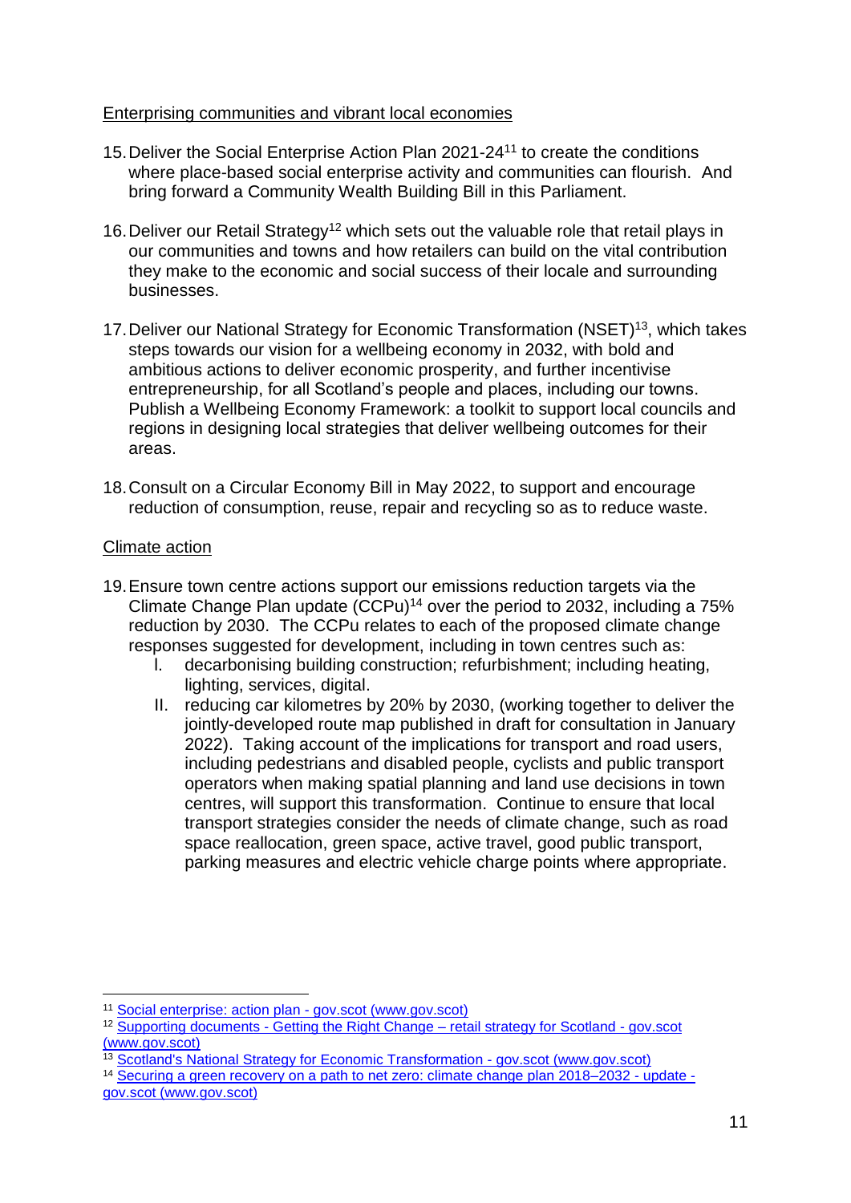Enterprising communities and vibrant local economies

15. Deliver the Social Enterprise Action Plan 2021-24[11] to create the conditions where place-based social enterprise activity and communities can flourish. And bring forward a Community Wealth Building Bill in this Parliament.

16. Deliver our Retail Strategy[12] which sets out the valuable role that retail plays in our communities and towns and how retailers can build on the vital contribution they make to the economic and social success of their locale and surrounding businesses.

17. Deliver our National Strategy for Economic Transformation (NSET)[13], which takes steps towards our vision for a wellbeing economy in 2032, with bold and ambitious actions to deliver economic prosperity, and further incentivise entrepreneurship, for all Scotland's people and places, including our towns. Publish a Wellbeing Economy Framework: a toolkit to support local councils and regions in designing local strategies that deliver wellbeing outcomes for their areas.

18. Consult on a Circular Economy Bill in May 2022, to support and encourage reduction of consumption, reuse, repair and recycling so as to reduce waste.

Climate action

19. Ensure town centre actions support our emissions reduction targets via the Climate Change Plan update (CCPu)[14] over the period to 2032, including a 75% reduction by 2030. The CCPu relates to each of the proposed climate change responses suggested for development, including in town centres such as:
    I. decarbonising building construction; refurbishment; including heating, lighting, services, digital.
    II. reducing car kilometres by 20% by 2030, (working together to deliver the jointly-developed route map published in draft for consultation in January 2022). Taking account of the implications for transport and road users, including pedestrians and disabled people, cyclists and public transport operators when making spatial planning and land use decisions in town centres, will support this transformation. Continue to ensure that local transport strategies consider the needs of climate change, such as road space reallocation, green space, active travel, good public transport, parking measures and electric vehicle charge points where appropriate.

---

[11] Social enterprise: action plan - gov.scot (www.gov.scot)

[12] Supporting documents - Getting the Right Change – retail strategy for Scotland - gov.scot (www.gov.scot)

[13] Scotland's National Strategy for Economic Transformation - gov.scot (www.gov.scot)

[14] Securing a green recovery on a path to net zero: climate change plan 2018–2032 - update - gov.scot (www.gov.scot)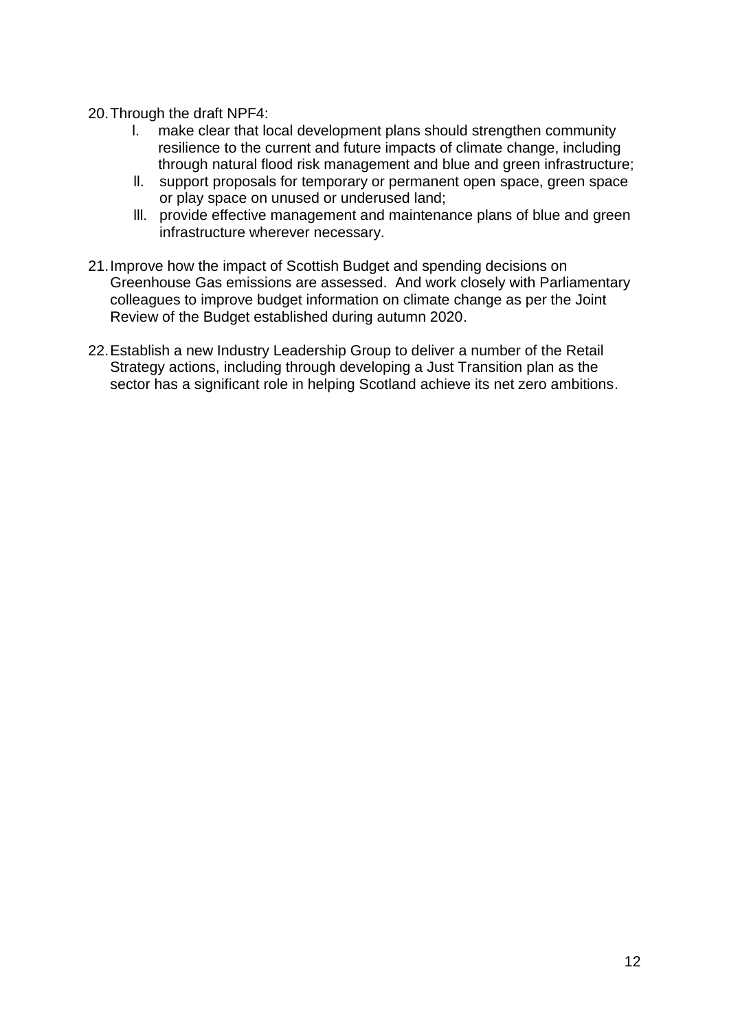20. Through the draft NPF4:
    - I. make clear that local development plans should strengthen community resilience to the current and future impacts of climate change, including through natural flood risk management and blue and green infrastructure;
    - II. support proposals for temporary or permanent open space, green space or play space on unused or underused land;
    - III. provide effective management and maintenance plans of blue and green infrastructure wherever necessary.

21. Improve how the impact of Scottish Budget and spending decisions on Greenhouse Gas emissions are assessed. And work closely with Parliamentary colleagues to improve budget information on climate change as per the Joint Review of the Budget established during autumn 2020.

22. Establish a new Industry Leadership Group to deliver a number of the Retail Strategy actions, including through developing a Just Transition plan as the sector has a significant role in helping Scotland achieve its net zero ambitions.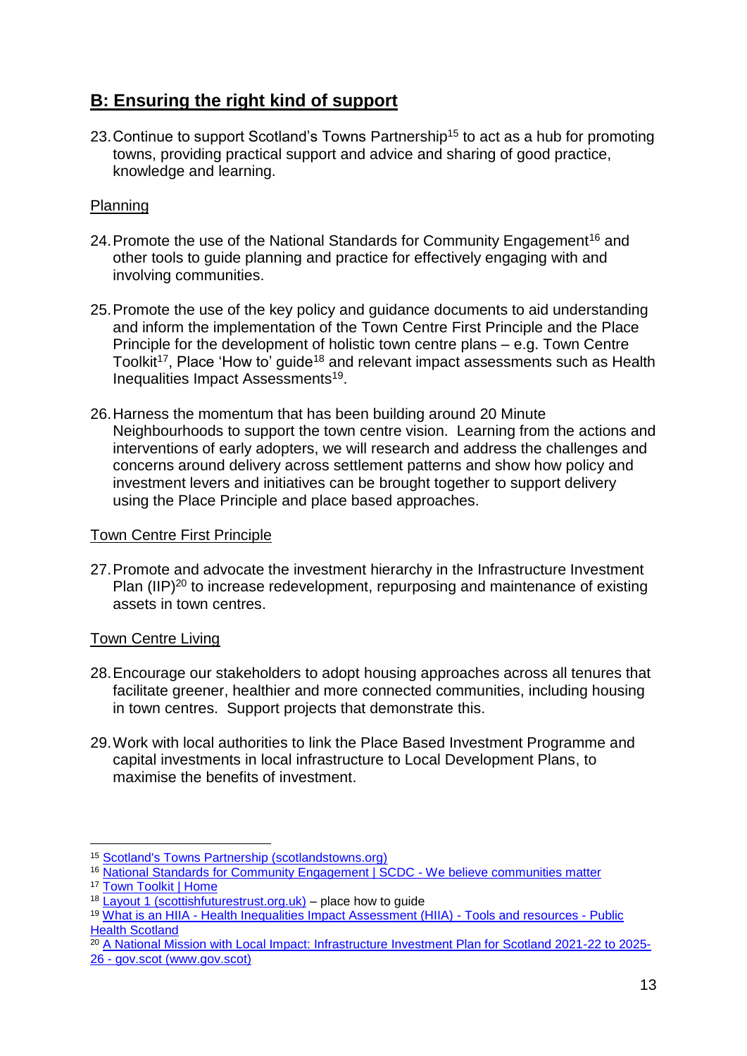## B: Ensuring the right kind of support

23. Continue to support Scotland's Towns Partnership[15] to act as a hub for promoting towns, providing practical support and advice and sharing of good practice, knowledge and learning.

Planning

24. Promote the use of the National Standards for Community Engagement[16] and other tools to guide planning and practice for effectively engaging with and involving communities.

25. Promote the use of the key policy and guidance documents to aid understanding and inform the implementation of the Town Centre First Principle and the Place Principle for the development of holistic town centre plans – e.g. Town Centre Toolkit[17], Place 'How to' guide[18] and relevant impact assessments such as Health Inequalities Impact Assessments[19].

26. Harness the momentum that has been building around 20 Minute Neighbourhoods to support the town centre vision. Learning from the actions and interventions of early adopters, we will research and address the challenges and concerns around delivery across settlement patterns and show how policy and investment levers and initiatives can be brought together to support delivery using the Place Principle and place based approaches.

Town Centre First Principle

27. Promote and advocate the investment hierarchy in the Infrastructure Investment Plan (IIP)[20] to increase redevelopment, repurposing and maintenance of existing assets in town centres.

Town Centre Living

28. Encourage our stakeholders to adopt housing approaches across all tenures that facilitate greener, healthier and more connected communities, including housing in town centres. Support projects that demonstrate this.

29. Work with local authorities to link the Place Based Investment Programme and capital investments in local infrastructure to Local Development Plans, to maximise the benefits of investment.

---

[15] Scotland's Towns Partnership (scotlandstowns.org)

[16] National Standards for Community Engagement | SCDC - We believe communities matter

[17] Town Toolkit | Home

[18] Layout 1 (scottishfuturestrust.org.uk) – place how to guide

[19] What is an HIIA - Health Inequalities Impact Assessment (HIIA) - Tools and resources - Public Health Scotland

[20] A National Mission with Local Impact: Infrastructure Investment Plan for Scotland 2021-22 to 2025-26 - gov.scot (www.gov.scot)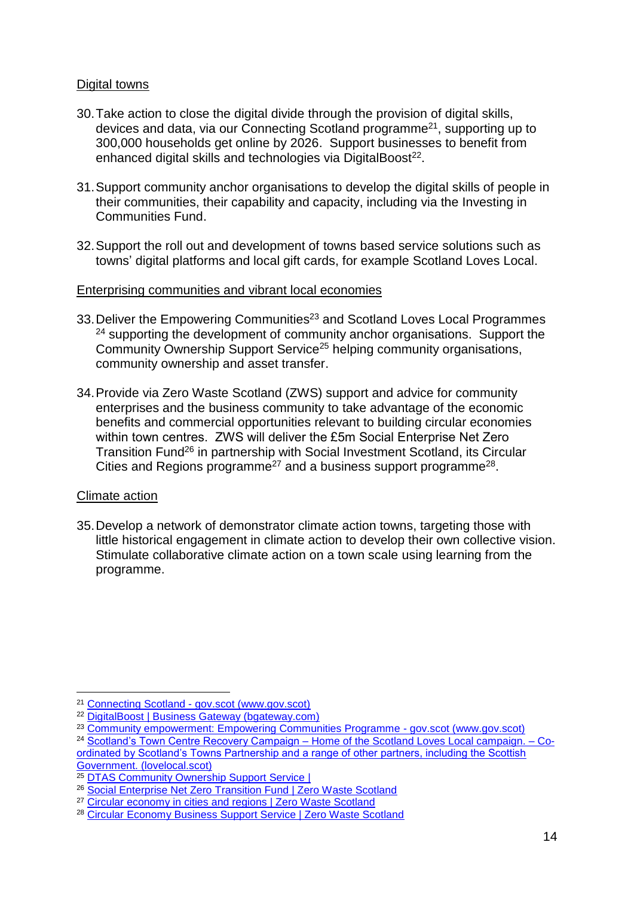Digital towns

30. Take action to close the digital divide through the provision of digital skills, devices and data, via our Connecting Scotland programme[21], supporting up to 300,000 households get online by 2026. Support businesses to benefit from enhanced digital skills and technologies via DigitalBoost[22].

31. Support community anchor organisations to develop the digital skills of people in their communities, their capability and capacity, including via the Investing in Communities Fund.

32. Support the roll out and development of towns based service solutions such as towns' digital platforms and local gift cards, for example Scotland Loves Local.

Enterprising communities and vibrant local economies

33. Deliver the Empowering Communities[23] and Scotland Loves Local Programmes [24] supporting the development of community anchor organisations. Support the Community Ownership Support Service[25] helping community organisations, community ownership and asset transfer.

34. Provide via Zero Waste Scotland (ZWS) support and advice for community enterprises and the business community to take advantage of the economic benefits and commercial opportunities relevant to building circular economies within town centres. ZWS will deliver the £5m Social Enterprise Net Zero Transition Fund[26] in partnership with Social Investment Scotland, its Circular Cities and Regions programme[27] and a business support programme[28].

Climate action

35. Develop a network of demonstrator climate action towns, targeting those with little historical engagement in climate action to develop their own collective vision. Stimulate collaborative climate action on a town scale using learning from the programme.

---

[21] Connecting Scotland - gov.scot (www.gov.scot)

[22] DigitalBoost | Business Gateway (bgateway.com)

[23] Community empowerment: Empowering Communities Programme - gov.scot (www.gov.scot)

[24] Scotland's Town Centre Recovery Campaign – Home of the Scotland Loves Local campaign. – Co-ordinated by Scotland's Towns Partnership and a range of other partners, including the Scottish Government. (lovelocal.scot)

[25] DTAS Community Ownership Support Service |

[26] Social Enterprise Net Zero Transition Fund | Zero Waste Scotland

[27] Circular economy in cities and regions | Zero Waste Scotland

[28] Circular Economy Business Support Service | Zero Waste Scotland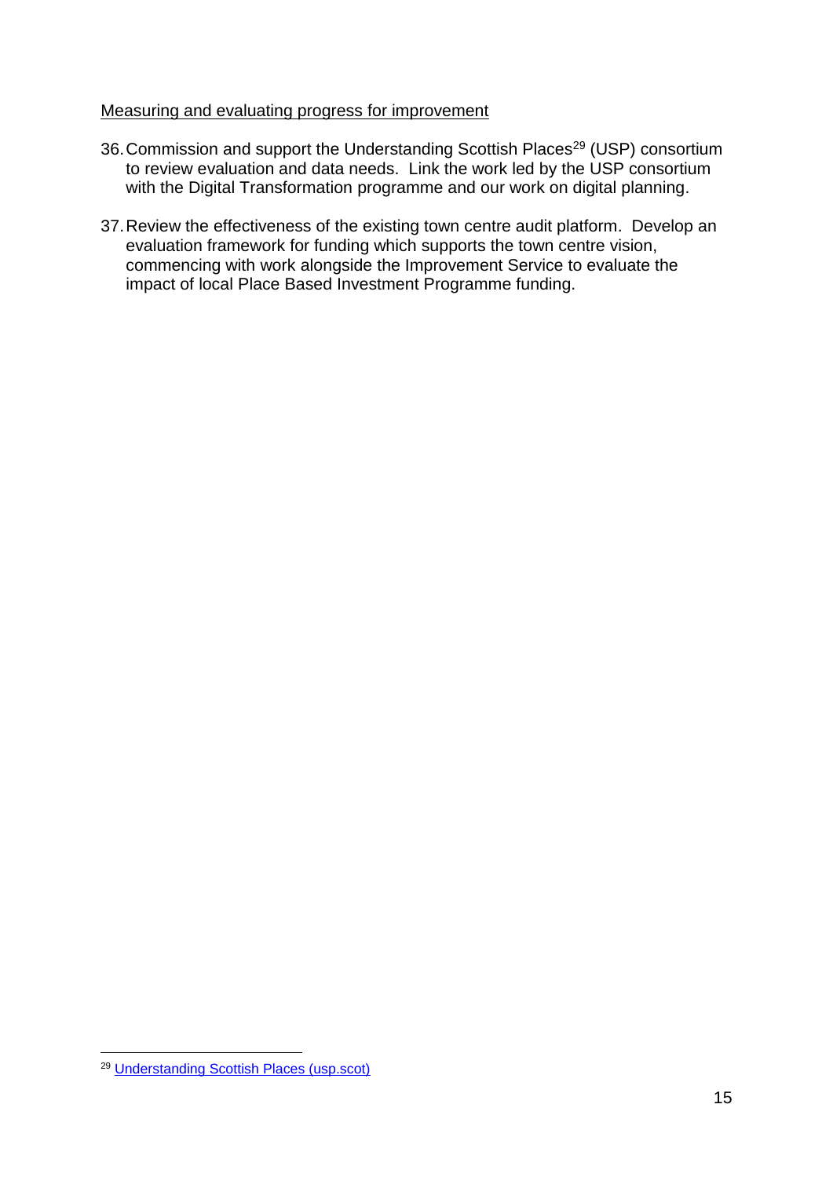Measuring and evaluating progress for improvement

36. Commission and support the Understanding Scottish Places[29] (USP) consortium to review evaluation and data needs. Link the work led by the USP consortium with the Digital Transformation programme and our work on digital planning.

37. Review the effectiveness of the existing town centre audit platform. Develop an evaluation framework for funding which supports the town centre vision, commencing with work alongside the Improvement Service to evaluate the impact of local Place Based Investment Programme funding.

---

[29] Understanding Scottish Places (usp.scot)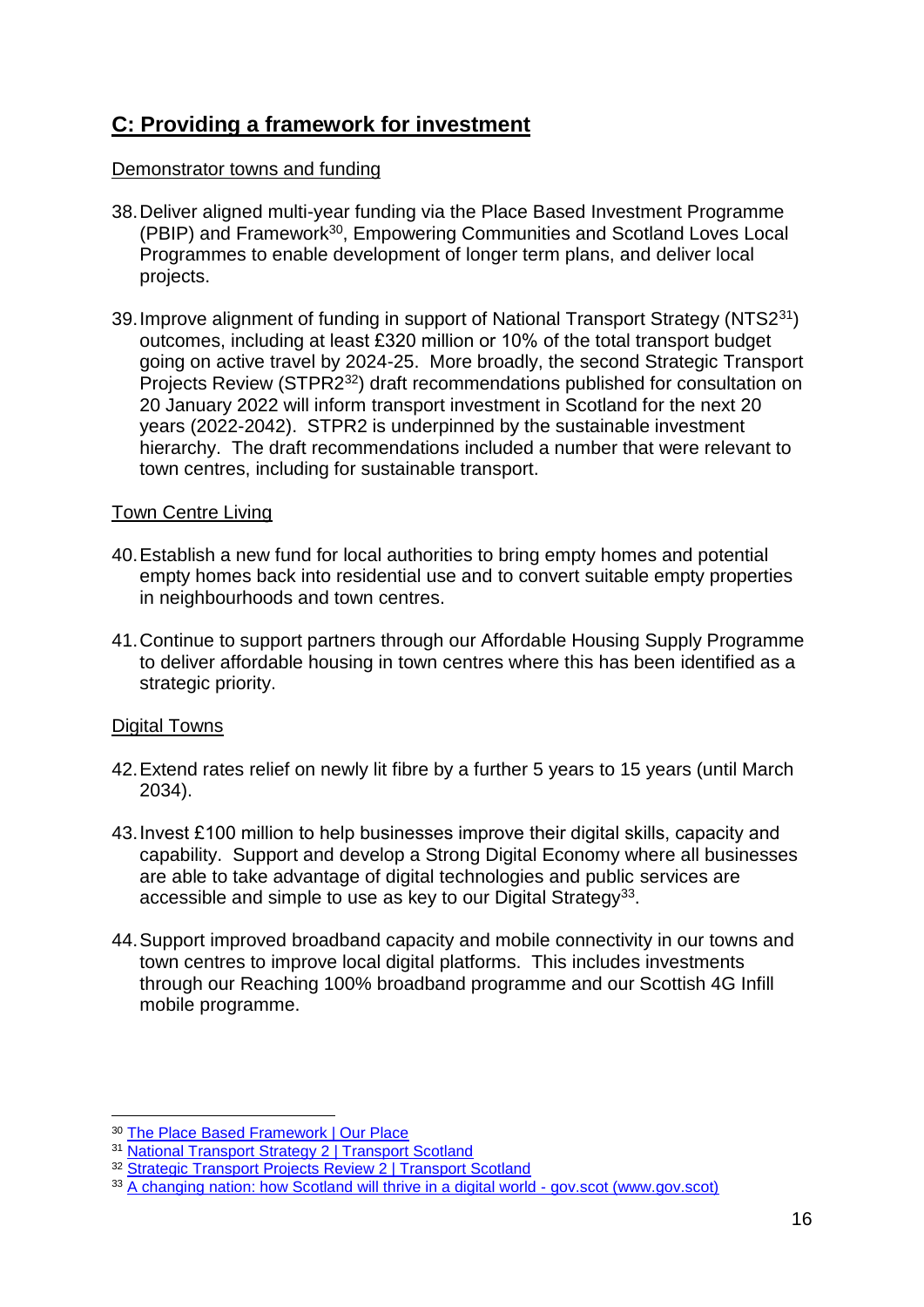## C: Providing a framework for investment

Demonstrator towns and funding

38. Deliver aligned multi-year funding via the Place Based Investment Programme (PBIP) and Framework[30], Empowering Communities and Scotland Loves Local Programmes to enable development of longer term plans, and deliver local projects.

39. Improve alignment of funding in support of National Transport Strategy (NTS2[31]) outcomes, including at least £320 million or 10% of the total transport budget going on active travel by 2024-25. More broadly, the second Strategic Transport Projects Review (STPR2[32]) draft recommendations published for consultation on 20 January 2022 will inform transport investment in Scotland for the next 20 years (2022-2042). STPR2 is underpinned by the sustainable investment hierarchy. The draft recommendations included a number that were relevant to town centres, including for sustainable transport.

Town Centre Living

40. Establish a new fund for local authorities to bring empty homes and potential empty homes back into residential use and to convert suitable empty properties in neighbourhoods and town centres.

41. Continue to support partners through our Affordable Housing Supply Programme to deliver affordable housing in town centres where this has been identified as a strategic priority.

Digital Towns

42. Extend rates relief on newly lit fibre by a further 5 years to 15 years (until March 2034).

43. Invest £100 million to help businesses improve their digital skills, capacity and capability. Support and develop a Strong Digital Economy where all businesses are able to take advantage of digital technologies and public services are accessible and simple to use as key to our Digital Strategy[33].

44. Support improved broadband capacity and mobile connectivity in our towns and town centres to improve local digital platforms. This includes investments through our Reaching 100% broadband programme and our Scottish 4G Infill mobile programme.

---

[30] The Place Based Framework | Our Place

[31] National Transport Strategy 2 | Transport Scotland

[32] Strategic Transport Projects Review 2 | Transport Scotland

[33] A changing nation: how Scotland will thrive in a digital world - gov.scot (www.gov.scot)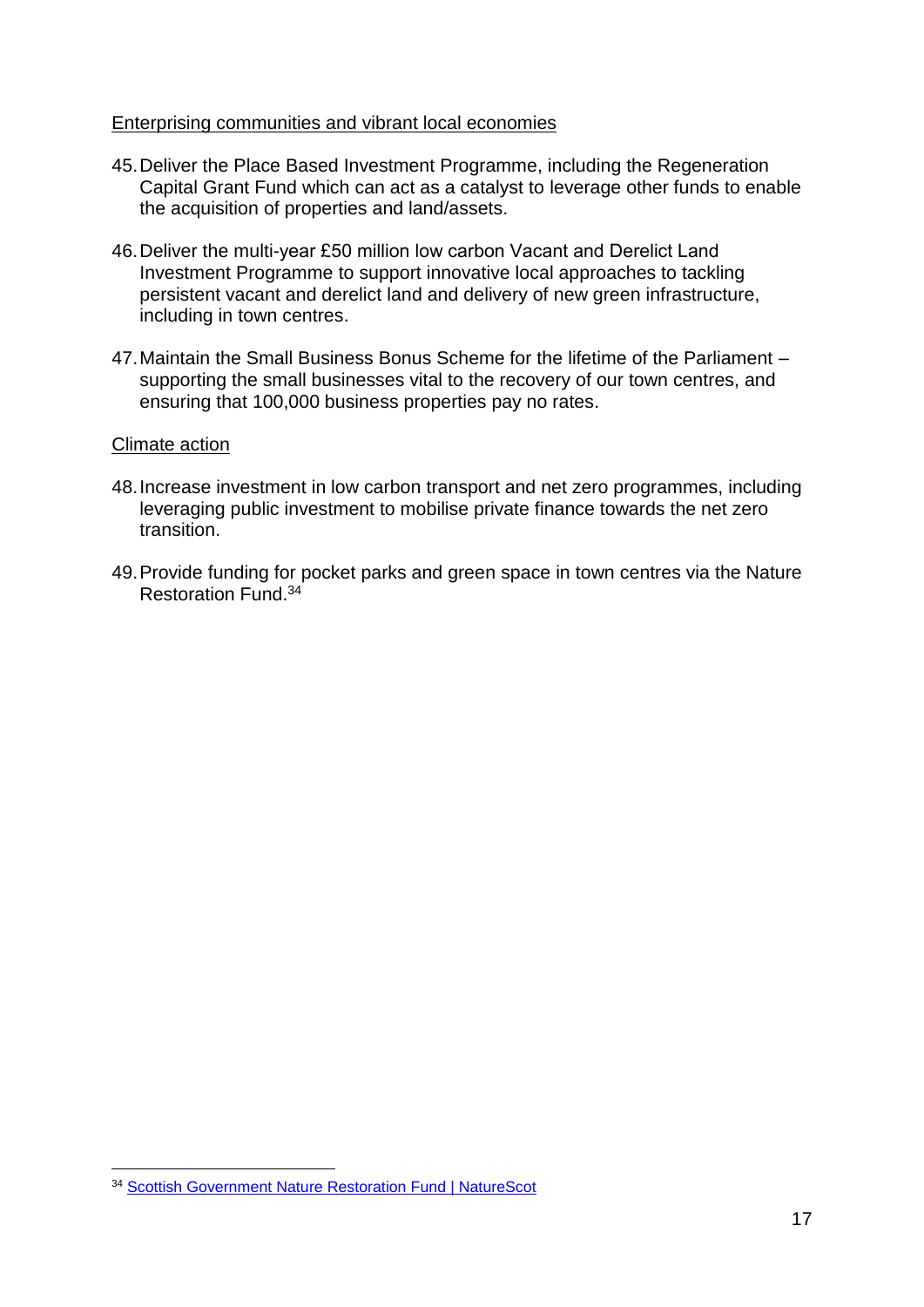Enterprising communities and vibrant local economies

45. Deliver the Place Based Investment Programme, including the Regeneration Capital Grant Fund which can act as a catalyst to leverage other funds to enable the acquisition of properties and land/assets.

46. Deliver the multi-year £50 million low carbon Vacant and Derelict Land Investment Programme to support innovative local approaches to tackling persistent vacant and derelict land and delivery of new green infrastructure, including in town centres.

47. Maintain the Small Business Bonus Scheme for the lifetime of the Parliament – supporting the small businesses vital to the recovery of our town centres, and ensuring that 100,000 business properties pay no rates.

Climate action

48. Increase investment in low carbon transport and net zero programmes, including leveraging public investment to mobilise private finance towards the net zero transition.

49. Provide funding for pocket parks and green space in town centres via the Nature Restoration Fund.[34]

---

[34] Scottish Government Nature Restoration Fund | NatureScot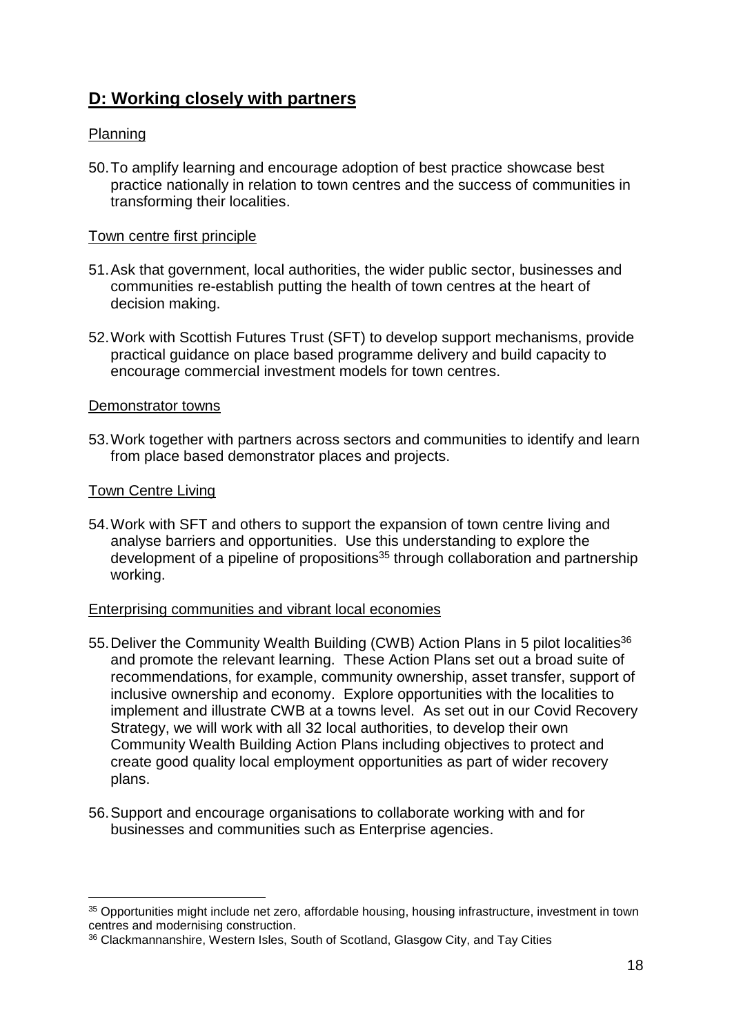## D: Working closely with partners

### Planning

50. To amplify learning and encourage adoption of best practice showcase best practice nationally in relation to town centres and the success of communities in transforming their localities.

### Town centre first principle

51. Ask that government, local authorities, the wider public sector, businesses and communities re-establish putting the health of town centres at the heart of decision making.

52. Work with Scottish Futures Trust (SFT) to develop support mechanisms, provide practical guidance on place based programme delivery and build capacity to encourage commercial investment models for town centres.

### Demonstrator towns

53. Work together with partners across sectors and communities to identify and learn from place based demonstrator places and projects.

### Town Centre Living

54. Work with SFT and others to support the expansion of town centre living and analyse barriers and opportunities. Use this understanding to explore the development of a pipeline of propositions[35] through collaboration and partnership working.

### Enterprising communities and vibrant local economies

55. Deliver the Community Wealth Building (CWB) Action Plans in 5 pilot localities[36] and promote the relevant learning. These Action Plans set out a broad suite of recommendations, for example, community ownership, asset transfer, support of inclusive ownership and economy. Explore opportunities with the localities to implement and illustrate CWB at a towns level. As set out in our Covid Recovery Strategy, we will work with all 32 local authorities, to develop their own Community Wealth Building Action Plans including objectives to protect and create good quality local employment opportunities as part of wider recovery plans.

56. Support and encourage organisations to collaborate working with and for businesses and communities such as Enterprise agencies.

---

[35] Opportunities might include net zero, affordable housing, housing infrastructure, investment in town centres and modernising construction.

[36] Clackmannanshire, Western Isles, South of Scotland, Glasgow City, and Tay Cities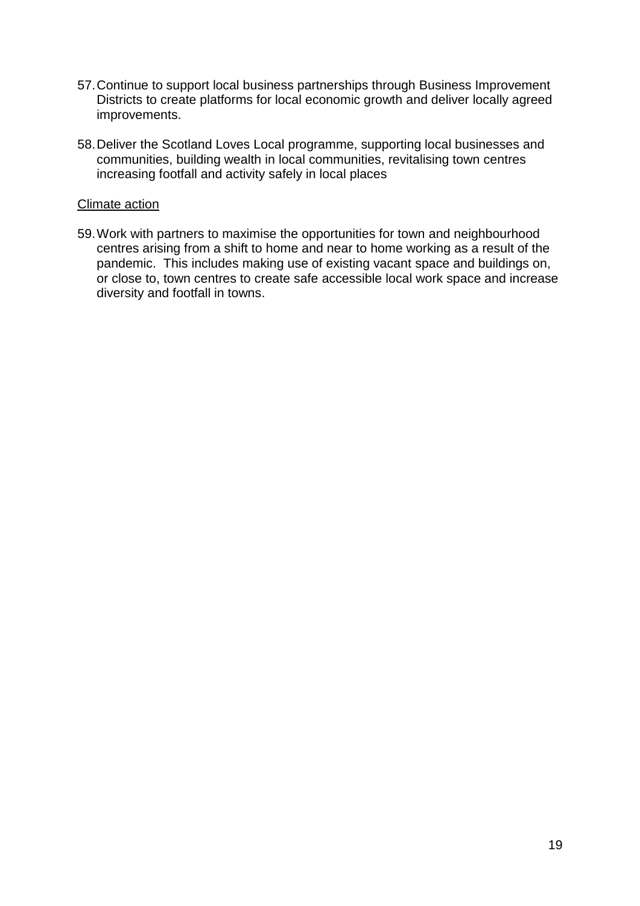57. Continue to support local business partnerships through Business Improvement Districts to create platforms for local economic growth and deliver locally agreed improvements.

58. Deliver the Scotland Loves Local programme, supporting local businesses and communities, building wealth in local communities, revitalising town centres increasing footfall and activity safely in local places

<u>Climate action</u>

59. Work with partners to maximise the opportunities for town and neighbourhood centres arising from a shift to home and near to home working as a result of the pandemic. This includes making use of existing vacant space and buildings on, or close to, town centres to create safe accessible local work space and increase diversity and footfall in towns.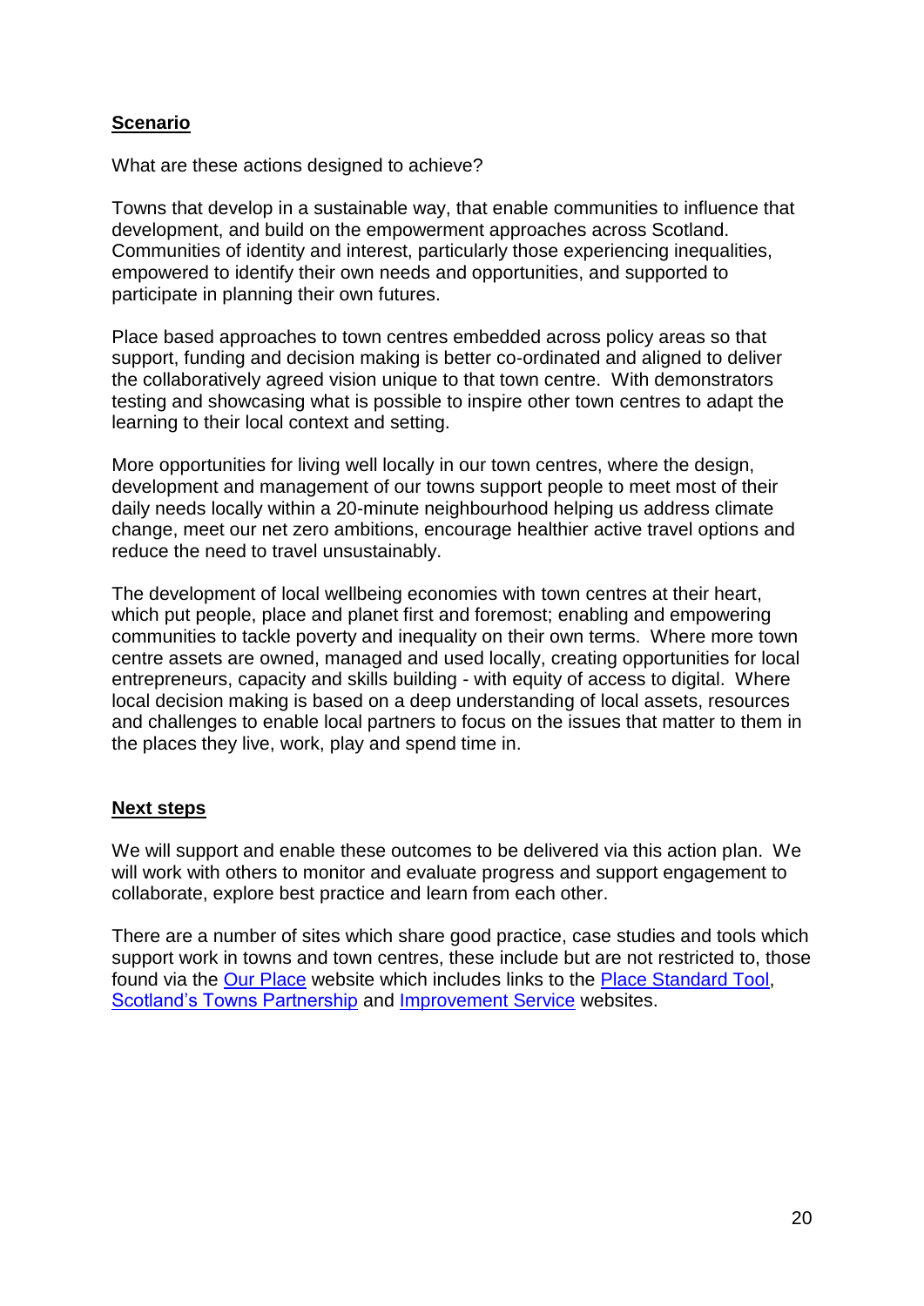## Scenario

What are these actions designed to achieve?

Towns that develop in a sustainable way, that enable communities to influence that development, and build on the empowerment approaches across Scotland. Communities of identity and interest, particularly those experiencing inequalities, empowered to identify their own needs and opportunities, and supported to participate in planning their own futures.

Place based approaches to town centres embedded across policy areas so that support, funding and decision making is better co-ordinated and aligned to deliver the collaboratively agreed vision unique to that town centre. With demonstrators testing and showcasing what is possible to inspire other town centres to adapt the learning to their local context and setting.

More opportunities for living well locally in our town centres, where the design, development and management of our towns support people to meet most of their daily needs locally within a 20-minute neighbourhood helping us address climate change, meet our net zero ambitions, encourage healthier active travel options and reduce the need to travel unsustainably.

The development of local wellbeing economies with town centres at their heart, which put people, place and planet first and foremost; enabling and empowering communities to tackle poverty and inequality on their own terms. Where more town centre assets are owned, managed and used locally, creating opportunities for local entrepreneurs, capacity and skills building - with equity of access to digital. Where local decision making is based on a deep understanding of local assets, resources and challenges to enable local partners to focus on the issues that matter to them in the places they live, work, play and spend time in.

## Next steps

We will support and enable these outcomes to be delivered via this action plan. We will work with others to monitor and evaluate progress and support engagement to collaborate, explore best practice and learn from each other.

There are a number of sites which share good practice, case studies and tools which support work in towns and town centres, these include but are not restricted to, those found via the Our Place website which includes links to the Place Standard Tool, Scotland's Towns Partnership and Improvement Service websites.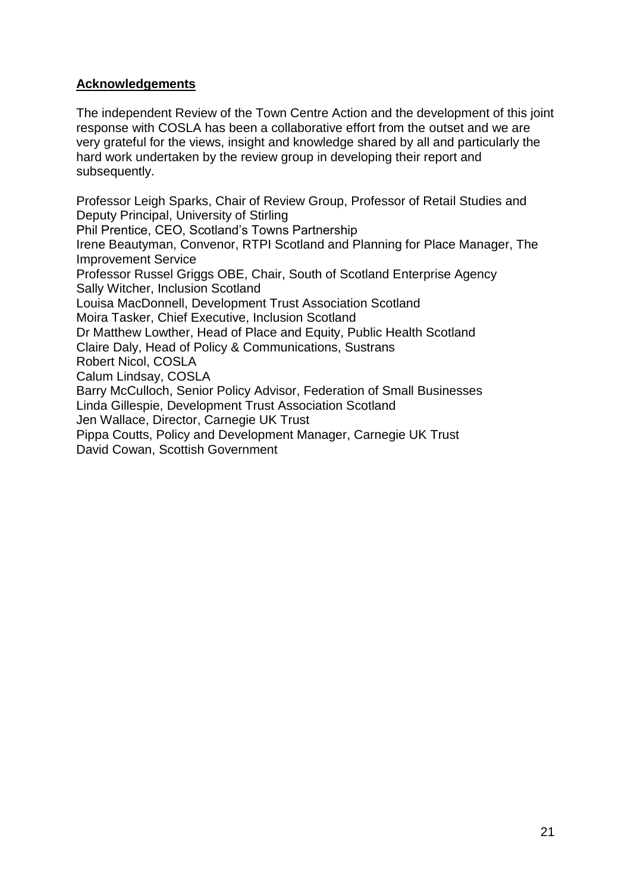## Acknowledgements

The independent Review of the Town Centre Action and the development of this joint response with COSLA has been a collaborative effort from the outset and we are very grateful for the views, insight and knowledge shared by all and particularly the hard work undertaken by the review group in developing their report and subsequently.

Professor Leigh Sparks, Chair of Review Group, Professor of Retail Studies and Deputy Principal, University of Stirling
Phil Prentice, CEO, Scotland's Towns Partnership
Irene Beautyman, Convenor, RTPI Scotland and Planning for Place Manager, The Improvement Service
Professor Russel Griggs OBE, Chair, South of Scotland Enterprise Agency
Sally Witcher, Inclusion Scotland
Louisa MacDonnell, Development Trust Association Scotland
Moira Tasker, Chief Executive, Inclusion Scotland
Dr Matthew Lowther, Head of Place and Equity, Public Health Scotland
Claire Daly, Head of Policy & Communications, Sustrans
Robert Nicol, COSLA
Calum Lindsay, COSLA
Barry McCulloch, Senior Policy Advisor, Federation of Small Businesses
Linda Gillespie, Development Trust Association Scotland
Jen Wallace, Director, Carnegie UK Trust
Pippa Coutts, Policy and Development Manager, Carnegie UK Trust
David Cowan, Scottish Government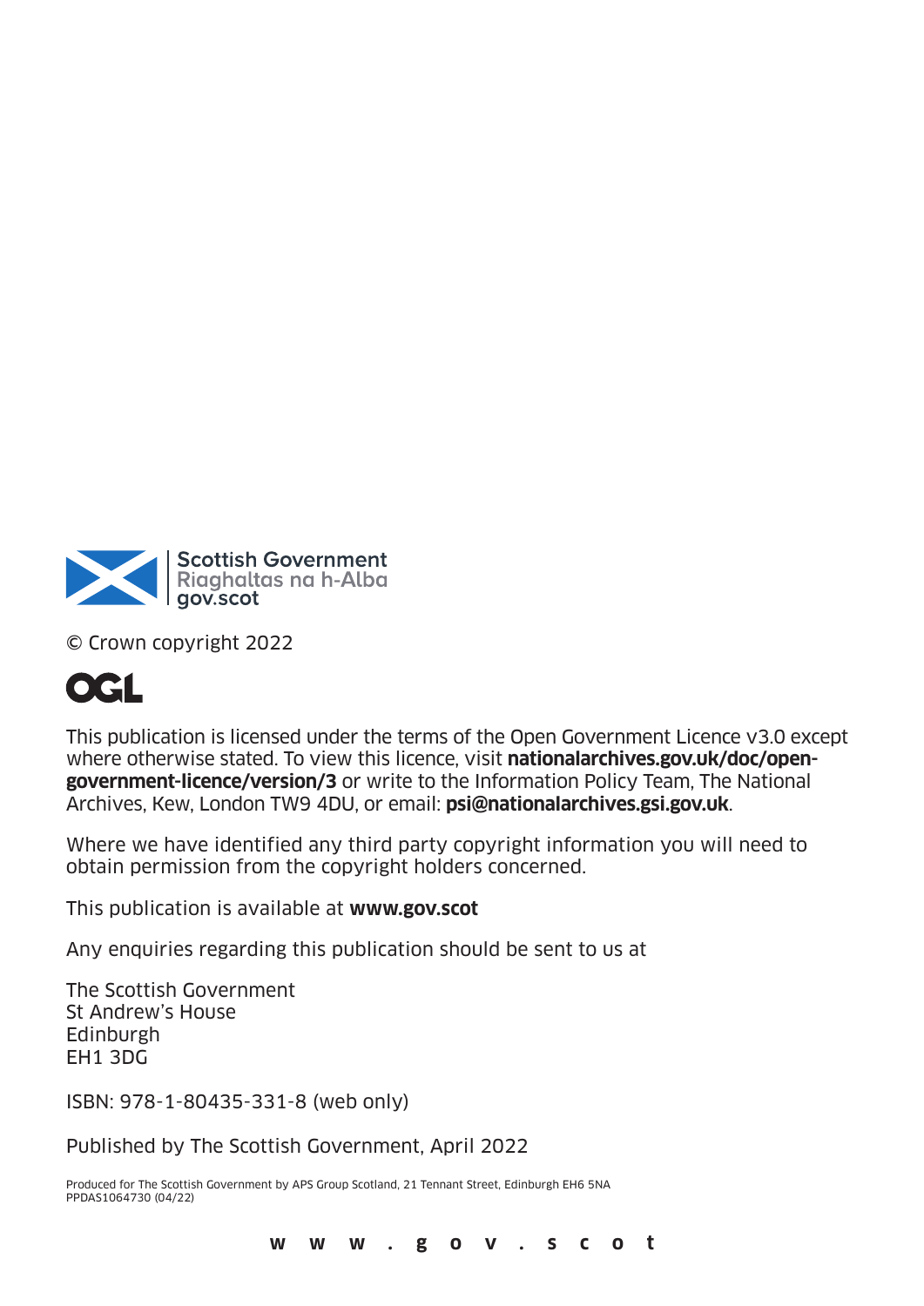Scottish Government
Riaghaltas na h-Alba
gov.scot

© Crown copyright 2022

OGL

This publication is licensed under the terms of the Open Government Licence v3.0 except where otherwise stated. To view this licence, visit **nationalarchives.gov.uk/doc/open-government-licence/version/3** or write to the Information Policy Team, The National Archives, Kew, London TW9 4DU, or email: **psi@nationalarchives.gsi.gov.uk**.

Where we have identified any third party copyright information you will need to obtain permission from the copyright holders concerned.

This publication is available at **www.gov.scot**

Any enquiries regarding this publication should be sent to us at

The Scottish Government
St Andrew's House
Edinburgh
EH1 3DG

ISBN: 978-1-80435-331-8 (web only)

Published by The Scottish Government, April 2022

Produced for The Scottish Government by APS Group Scotland, 21 Tennant Street, Edinburgh EH6 5NA
PPDAS1064730 (04/22)

**w w w . g o v . s c o t**